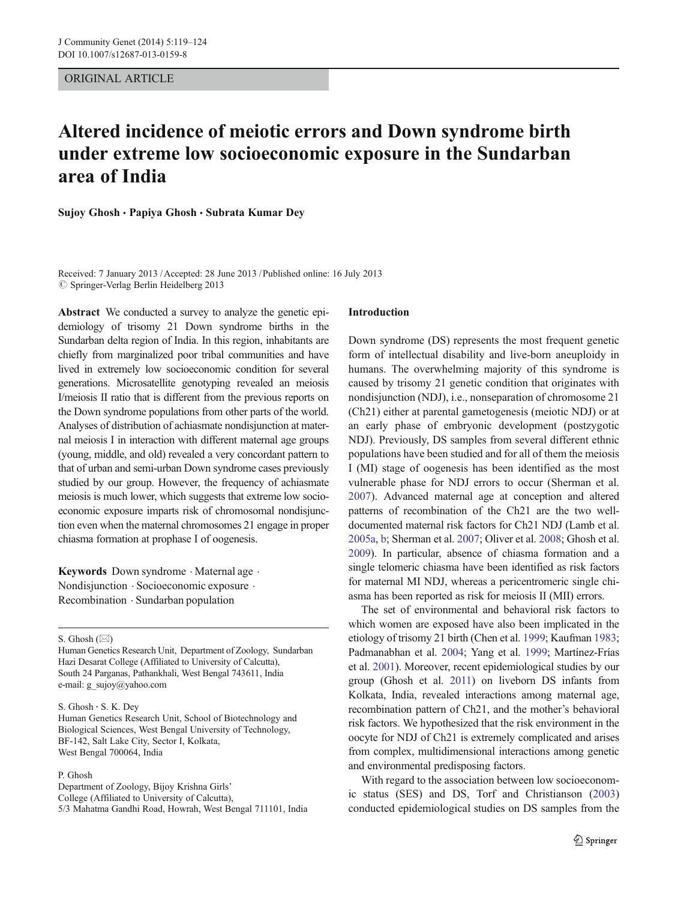ORIGINAL ARTICLE

# Altered incidence of meiotic errors and Down syndrome birth under extreme low socioeconomic exposure in the Sundarban area of India

**Sujoy Ghosh · Papiya Ghosh · Subrata Kumar Dey**

Received: 7 January 2013 / Accepted: 28 June 2013 / Published online: 16 July 2013
© Springer-Verlag Berlin Heidelberg 2013

**Abstract** We conducted a survey to analyze the genetic epidemiology of trisomy 21 Down syndrome births in the Sundarban delta region of India. In this region, inhabitants are chiefly from marginalized poor tribal communities and have lived in extremely low socioeconomic condition for several generations. Microsatellite genotyping revealed an meiosis I/meiosis II ratio that is different from the previous reports on the Down syndrome populations from other parts of the world. Analyses of distribution of achiasmate nondisjunction at maternal meiosis I in interaction with different maternal age groups (young, middle, and old) revealed a very concordant pattern to that of urban and semi-urban Down syndrome cases previously studied by our group. However, the frequency of achiasmate meiosis is much lower, which suggests that extreme low socioeconomic exposure imparts risk of chromosomal nondisjunction even when the maternal chromosomes 21 engage in proper chiasma formation at prophase I of oogenesis.

**Keywords** Down syndrome · Maternal age · Nondisjunction · Socioeconomic exposure · Recombination · Sundarban population

S. Ghosh (✉)
Human Genetics Research Unit, Department of Zoology, Sundarban Hazi Desarat College (Affiliated to University of Calcutta), South 24 Parganas, Pathankhali, West Bengal 743611, India
e-mail: g_sujoy@yahoo.com

S. Ghosh · S. K. Dey
Human Genetics Research Unit, School of Biotechnology and Biological Sciences, West Bengal University of Technology, BF-142, Salt Lake City, Sector I, Kolkata, West Bengal 700064, India

P. Ghosh
Department of Zoology, Bijoy Krishna Girls' College (Affiliated to University of Calcutta), 5/3 Mahatma Gandhi Road, Howrah, West Bengal 711101, India

## Introduction

Down syndrome (DS) represents the most frequent genetic form of intellectual disability and live-born aneuploidy in humans. The overwhelming majority of this syndrome is caused by trisomy 21 genetic condition that originates with nondisjunction (NDJ), i.e., nonseparation of chromosome 21 (Ch21) either at parental gametogenesis (meiotic NDJ) or at an early phase of embryonic development (postzygotic NDJ). Previously, DS samples from several different ethnic populations have been studied and for all of them the meiosis I (MI) stage of oogenesis has been identified as the most vulnerable phase for NDJ errors to occur (Sherman et al. 2007). Advanced maternal age at conception and altered patterns of recombination of the Ch21 are the two well-documented maternal risk factors for Ch21 NDJ (Lamb et al. 2005a, b; Sherman et al. 2007; Oliver et al. 2008; Ghosh et al. 2009). In particular, absence of chiasma formation and a single telomeric chiasma have been identified as risk factors for maternal MI NDJ, whereas a pericentromeric single chiasma has been reported as risk for meiosis II (MII) errors.

The set of environmental and behavioral risk factors to which women are exposed have also been implicated in the etiology of trisomy 21 birth (Chen et al. 1999; Kaufman 1983; Padmanabhan et al. 2004; Yang et al. 1999; Martínez-Frías et al. 2001). Moreover, recent epidemiological studies by our group (Ghosh et al. 2011) on liveborn DS infants from Kolkata, India, revealed interactions among maternal age, recombination pattern of Ch21, and the mother's behavioral risk factors. We hypothesized that the risk environment in the oocyte for NDJ of Ch21 is extremely complicated and arises from complex, multidimensional interactions among genetic and environmental predisposing factors.

With regard to the association between low socioeconomic status (SES) and DS, Torf and Christianson (2003) conducted epidemiological studies on DS samples from the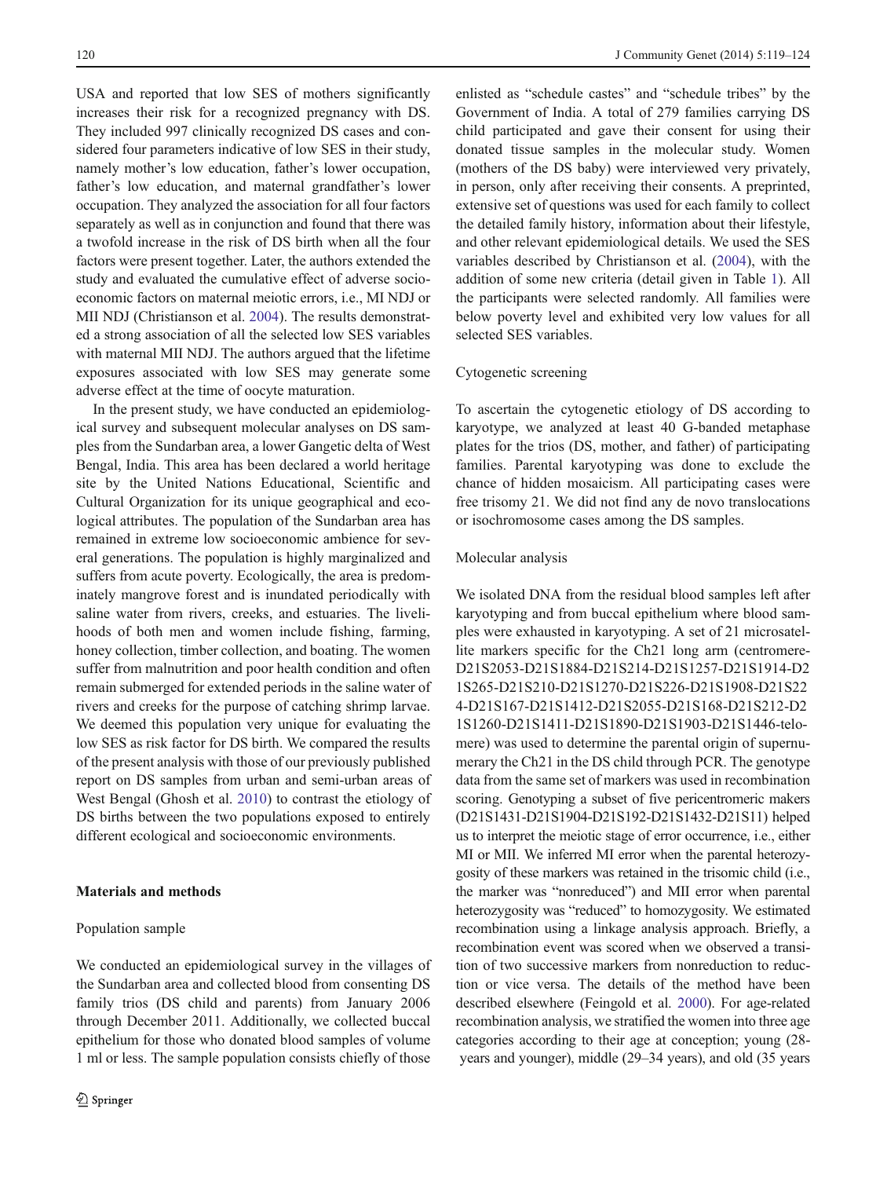USA and reported that low SES of mothers significantly increases their risk for a recognized pregnancy with DS. They included 997 clinically recognized DS cases and considered four parameters indicative of low SES in their study, namely mother's low education, father's lower occupation, father's low education, and maternal grandfather's lower occupation. They analyzed the association for all four factors separately as well as in conjunction and found that there was a twofold increase in the risk of DS birth when all the four factors were present together. Later, the authors extended the study and evaluated the cumulative effect of adverse socioeconomic factors on maternal meiotic errors, i.e., MI NDJ or MII NDJ (Christianson et al. 2004). The results demonstrated a strong association of all the selected low SES variables with maternal MII NDJ. The authors argued that the lifetime exposures associated with low SES may generate some adverse effect at the time of oocyte maturation.

In the present study, we have conducted an epidemiological survey and subsequent molecular analyses on DS samples from the Sundarban area, a lower Gangetic delta of West Bengal, India. This area has been declared a world heritage site by the United Nations Educational, Scientific and Cultural Organization for its unique geographical and ecological attributes. The population of the Sundarban area has remained in extreme low socioeconomic ambience for several generations. The population is highly marginalized and suffers from acute poverty. Ecologically, the area is predominately mangrove forest and is inundated periodically with saline water from rivers, creeks, and estuaries. The livelihoods of both men and women include fishing, farming, honey collection, timber collection, and boating. The women suffer from malnutrition and poor health condition and often remain submerged for extended periods in the saline water of rivers and creeks for the purpose of catching shrimp larvae. We deemed this population very unique for evaluating the low SES as risk factor for DS birth. We compared the results of the present analysis with those of our previously published report on DS samples from urban and semi-urban areas of West Bengal (Ghosh et al. 2010) to contrast the etiology of DS births between the two populations exposed to entirely different ecological and socioeconomic environments.

## Materials and methods

### Population sample

We conducted an epidemiological survey in the villages of the Sundarban area and collected blood from consenting DS family trios (DS child and parents) from January 2006 through December 2011. Additionally, we collected buccal epithelium for those who donated blood samples of volume 1 ml or less. The sample population consists chiefly of those enlisted as "schedule castes" and "schedule tribes" by the Government of India. A total of 279 families carrying DS child participated and gave their consent for using their donated tissue samples in the molecular study. Women (mothers of the DS baby) were interviewed very privately, in person, only after receiving their consents. A preprinted, extensive set of questions was used for each family to collect the detailed family history, information about their lifestyle, and other relevant epidemiological details. We used the SES variables described by Christianson et al. (2004), with the addition of some new criteria (detail given in Table 1). All the participants were selected randomly. All families were below poverty level and exhibited very low values for all selected SES variables.

### Cytogenetic screening

To ascertain the cytogenetic etiology of DS according to karyotype, we analyzed at least 40 G-banded metaphase plates for the trios (DS, mother, and father) of participating families. Parental karyotyping was done to exclude the chance of hidden mosaicism. All participating cases were free trisomy 21. We did not find any de novo translocations or isochromosome cases among the DS samples.

### Molecular analysis

We isolated DNA from the residual blood samples left after karyotyping and from buccal epithelium where blood samples were exhausted in karyotyping. A set of 21 microsatellite markers specific for the Ch21 long arm (centromere-D21S2053-D21S1884-D21S214-D21S1257-D21S1914-D21S265-D21S210-D21S1270-D21S226-D21S1908-D21S224-D21S167-D21S1412-D21S2055-D21S168-D21S212-D21S1260-D21S1411-D21S1890-D21S1903-D21S1446-telomere) was used to determine the parental origin of supernumerary the Ch21 in the DS child through PCR. The genotype data from the same set of markers was used in recombination scoring. Genotyping a subset of five pericentromeric makers (D21S1431-D21S1904-D21S192-D21S1432-D21S11) helped us to interpret the meiotic stage of error occurrence, i.e., either MI or MII. We inferred MI error when the parental heterozygosity of these markers was retained in the trisomic child (i.e., the marker was "nonreduced") and MII error when parental heterozygosity was "reduced" to homozygosity. We estimated recombination using a linkage analysis approach. Briefly, a recombination event was scored when we observed a transition of two successive markers from nonreduction to reduction or vice versa. The details of the method have been described elsewhere (Feingold et al. 2000). For age-related recombination analysis, we stratified the women into three age categories according to their age at conception; young (28 years and younger), middle (29–34 years), and old (35 years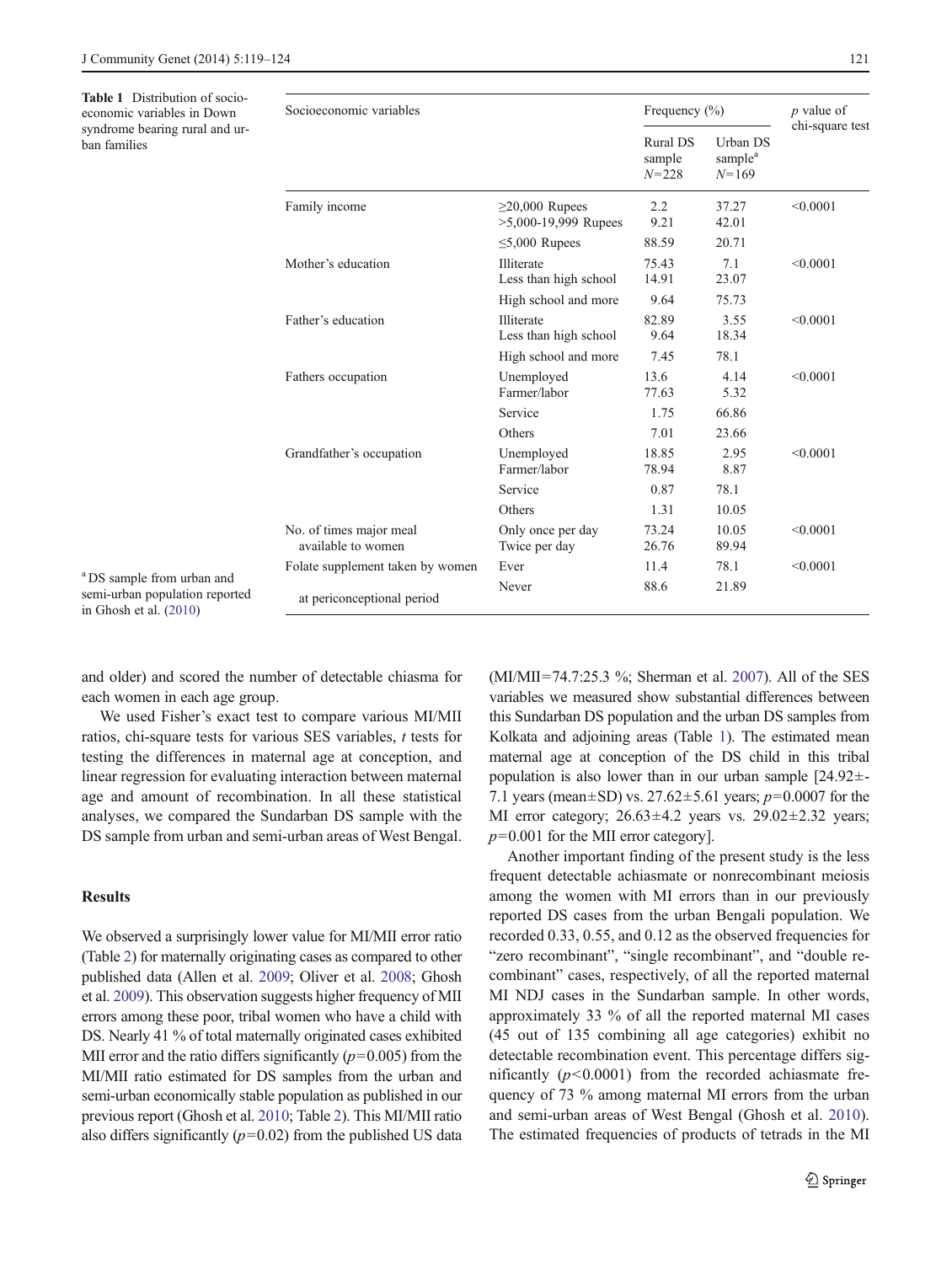**Table 1** Distribution of socio-economic variables in Down syndrome bearing rural and urban families

| Socioeconomic variables | | Frequency (%) | | *p* value of chi-square test |
|---|---|---|---|---|
| | | Rural DS sample *N*=228 | Urban DS sample[a] *N*=169 | |
| Family income | ≥20,000 Rupees | 2.2 | 37.27 | <0.0001 |
| | >5,000-19,999 Rupees | 9.21 | 42.01 | |
| | ≤5,000 Rupees | 88.59 | 20.71 | |
| Mother's education | Illiterate | 75.43 | 7.1 | <0.0001 |
| | Less than high school | 14.91 | 23.07 | |
| | High school and more | 9.64 | 75.73 | |
| Father's education | Illiterate | 82.89 | 3.55 | <0.0001 |
| | Less than high school | 9.64 | 18.34 | |
| | High school and more | 7.45 | 78.1 | |
| Fathers occupation | Unemployed | 13.6 | 4.14 | <0.0001 |
| | Farmer/labor | 77.63 | 5.32 | |
| | Service | 1.75 | 66.86 | |
| | Others | 7.01 | 23.66 | |
| Grandfather's occupation | Unemployed | 18.85 | 2.95 | <0.0001 |
| | Farmer/labor | 78.94 | 8.87 | |
| | Service | 0.87 | 78.1 | |
| | Others | 1.31 | 10.05 | |
| No. of times major meal available to women | Only once per day | 73.24 | 10.05 | <0.0001 |
| | Twice per day | 26.76 | 89.94 | |
| Folate supplement taken by women at periconceptional period | Ever | 11.4 | 78.1 | <0.0001 |
| | Never | 88.6 | 21.89 | |

[a] DS sample from urban and semi-urban population reported in Ghosh et al. (2010)

and older) and scored the number of detectable chiasma for each women in each age group.

We used Fisher's exact test to compare various MI/MII ratios, chi-square tests for various SES variables, *t* tests for testing the differences in maternal age at conception, and linear regression for evaluating interaction between maternal age and amount of recombination. In all these statistical analyses, we compared the Sundarban DS sample with the DS sample from urban and semi-urban areas of West Bengal.

## Results

We observed a surprisingly lower value for MI/MII error ratio (Table 2) for maternally originating cases as compared to other published data (Allen et al. 2009; Oliver et al. 2008; Ghosh et al. 2009). This observation suggests higher frequency of MII errors among these poor, tribal women who have a child with DS. Nearly 41 % of total maternally originated cases exhibited MII error and the ratio differs significantly ($p$=0.005) from the MI/MII ratio estimated for DS samples from the urban and semi-urban economically stable population as published in our previous report (Ghosh et al. 2010; Table 2). This MI/MII ratio also differs significantly ($p$=0.02) from the published US data (MI/MII=74.7:25.3 %; Sherman et al. 2007). All of the SES variables we measured show substantial differences between this Sundarban DS population and the urban DS samples from Kolkata and adjoining areas (Table 1). The estimated mean maternal age at conception of the DS child in this tribal population is also lower than in our urban sample [24.92±7.1 years (mean±SD) vs. 27.62±5.61 years; $p$=0.0007 for the MI error category; 26.63±4.2 years vs. 29.02±2.32 years; $p$=0.001 for the MII error category].

Another important finding of the present study is the less frequent detectable achiasmate or nonrecombinant meiosis among the women with MI errors than in our previously reported DS cases from the urban Bengali population. We recorded 0.33, 0.55, and 0.12 as the observed frequencies for "zero recombinant", "single recombinant", and "double recombinant" cases, respectively, of all the reported maternal MI NDJ cases in the Sundarban sample. In other words, approximately 33 % of all the reported maternal MI cases (45 out of 135 combining all age categories) exhibit no detectable recombination event. This percentage differs significantly ($p$<0.0001) from the recorded achiasmate frequency of 73 % among maternal MI errors from the urban and semi-urban areas of West Bengal (Ghosh et al. 2010). The estimated frequencies of products of tetrads in the MI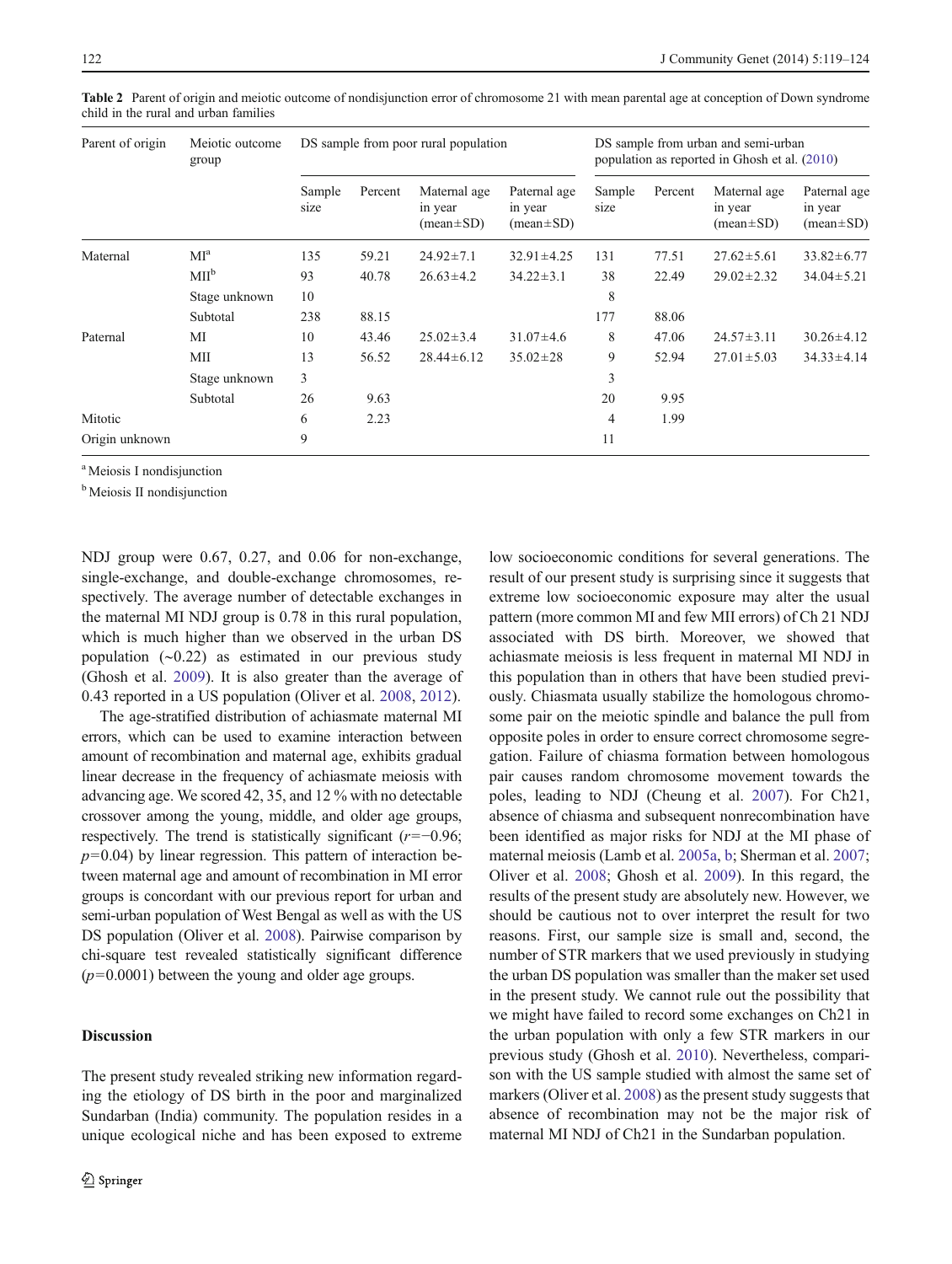**Table 2** Parent of origin and meiotic outcome of nondisjunction error of chromosome 21 with mean parental age at conception of Down syndrome child in the rural and urban families

| Parent of origin | Meiotic outcome group | DS sample from poor rural population | | | | DS sample from urban and semi-urban population as reported in Ghosh et al. (2010) | | | |
|---|---|---|---|---|---|---|---|---|---|
| | | Sample size | Percent | Maternal age in year (mean±SD) | Paternal age in year (mean±SD) | Sample size | Percent | Maternal age in year (mean±SD) | Paternal age in year (mean±SD) |
| Maternal | MI[a] | 135 | 59.21 | 24.92±7.1 | 32.91±4.25 | 131 | 77.51 | 27.62±5.61 | 33.82±6.77 |
| | MII[b] | 93 | 40.78 | 26.63±4.2 | 34.22±3.1 | 38 | 22.49 | 29.02±2.32 | 34.04±5.21 |
| | Stage unknown | 10 | | | | 8 | | | |
| | Subtotal | 238 | 88.15 | | | 177 | 88.06 | | |
| Paternal | MI | 10 | 43.46 | 25.02±3.4 | 31.07±4.6 | 8 | 47.06 | 24.57±3.11 | 30.26±4.12 |
| | MII | 13 | 56.52 | 28.44±6.12 | 35.02±28 | 9 | 52.94 | 27.01±5.03 | 34.33±4.14 |
| | Stage unknown | 3 | | | | 3 | | | |
| | Subtotal | 26 | 9.63 | | | 20 | 9.95 | | |
| Mitotic | | 6 | 2.23 | | | 4 | 1.99 | | |
| Origin unknown | | 9 | | | | 11 | | | |

[a] Meiosis I nondisjunction

[b] Meiosis II nondisjunction

NDJ group were 0.67, 0.27, and 0.06 for non-exchange, single-exchange, and double-exchange chromosomes, respectively. The average number of detectable exchanges in the maternal MI NDJ group is 0.78 in this rural population, which is much higher than we observed in the urban DS population (~0.22) as estimated in our previous study (Ghosh et al. 2009). It is also greater than the average of 0.43 reported in a US population (Oliver et al. 2008, 2012).

The age-stratified distribution of achiasmate maternal MI errors, which can be used to examine interaction between amount of recombination and maternal age, exhibits gradual linear decrease in the frequency of achiasmate meiosis with advancing age. We scored 42, 35, and 12 % with no detectable crossover among the young, middle, and older age groups, respectively. The trend is statistically significant ($r=-0.96$; $p=0.04$) by linear regression. This pattern of interaction between maternal age and amount of recombination in MI error groups is concordant with our previous report for urban and semi-urban population of West Bengal as well as with the US DS population (Oliver et al. 2008). Pairwise comparison by chi-square test revealed statistically significant difference ($p=0.0001$) between the young and older age groups.

## Discussion

The present study revealed striking new information regarding the etiology of DS birth in the poor and marginalized Sundarban (India) community. The population resides in a unique ecological niche and has been exposed to extreme low socioeconomic conditions for several generations. The result of our present study is surprising since it suggests that extreme low socioeconomic exposure may alter the usual pattern (more common MI and few MII errors) of Ch 21 NDJ associated with DS birth. Moreover, we showed that achiasmate meiosis is less frequent in maternal MI NDJ in this population than in others that have been studied previously. Chiasmata usually stabilize the homologous chromosome pair on the meiotic spindle and balance the pull from opposite poles in order to ensure correct chromosome segregation. Failure of chiasma formation between homologous pair causes random chromosome movement towards the poles, leading to NDJ (Cheung et al. 2007). For Ch21, absence of chiasma and subsequent nonrecombination have been identified as major risks for NDJ at the MI phase of maternal meiosis (Lamb et al. 2005a, b; Sherman et al. 2007; Oliver et al. 2008; Ghosh et al. 2009). In this regard, the results of the present study are absolutely new. However, we should be cautious not to over interpret the result for two reasons. First, our sample size is small and, second, the number of STR markers that we used previously in studying the urban DS population was smaller than the maker set used in the present study. We cannot rule out the possibility that we might have failed to record some exchanges on Ch21 in the urban population with only a few STR markers in our previous study (Ghosh et al. 2010). Nevertheless, comparison with the US sample studied with almost the same set of markers (Oliver et al. 2008) as the present study suggests that absence of recombination may not be the major risk of maternal MI NDJ of Ch21 in the Sundarban population.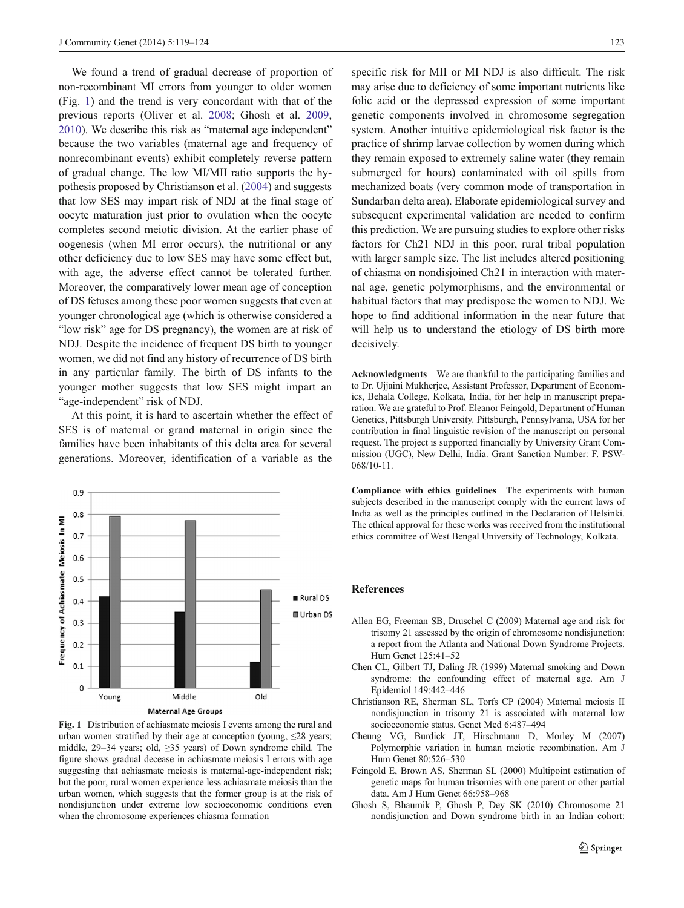We found a trend of gradual decrease of proportion of non-recombinant MI errors from younger to older women (Fig. 1) and the trend is very concordant with that of the previous reports (Oliver et al. 2008; Ghosh et al. 2009, 2010). We describe this risk as "maternal age independent" because the two variables (maternal age and frequency of nonrecombinant events) exhibit completely reverse pattern of gradual change. The low MI/MII ratio supports the hypothesis proposed by Christianson et al. (2004) and suggests that low SES may impart risk of NDJ at the final stage of oocyte maturation just prior to ovulation when the oocyte completes second meiotic division. At the earlier phase of oogenesis (when MI error occurs), the nutritional or any other deficiency due to low SES may have some effect but, with age, the adverse effect cannot be tolerated further. Moreover, the comparatively lower mean age of conception of DS fetuses among these poor women suggests that even at younger chronological age (which is otherwise considered a "low risk" age for DS pregnancy), the women are at risk of NDJ. Despite the incidence of frequent DS birth to younger women, we did not find any history of recurrence of DS birth in any particular family. The birth of DS infants to the younger mother suggests that low SES might impart an "age-independent" risk of NDJ.

At this point, it is hard to ascertain whether the effect of SES is of maternal or grand maternal in origin since the families have been inhabitants of this delta area for several generations. Moreover, identification of a variable as the specific risk for MII or MI NDJ is also difficult. The risk may arise due to deficiency of some important nutrients like folic acid or the depressed expression of some important genetic components involved in chromosome segregation system. Another intuitive epidemiological risk factor is the practice of shrimp larvae collection by women during which they remain exposed to extremely saline water (they remain submerged for hours) contaminated with oil spills from mechanized boats (very common mode of transportation in Sundarban delta area). Elaborate epidemiological survey and subsequent experimental validation are needed to confirm this prediction. We are pursuing studies to explore other risks factors for Ch21 NDJ in this poor, rural tribal population with larger sample size. The list includes altered positioning of chiasma on nondisjoined Ch21 in interaction with maternal age, genetic polymorphisms, and the environmental or habitual factors that may predispose the women to NDJ. We hope to find additional information in the near future that will help us to understand the etiology of DS birth more decisively.

Frequency of Achiasmate Meiosis In MI
0.9
0.8
0.7
0.6
0.5
0.4
0.3
0.2
0.1
0
Young
Middle
Old
Maternal Age Groups
Rural DS
Urban DS

**Fig. 1** Distribution of achiasmate meiosis I events among the rural and urban women stratified by their age at conception (young, ≤28 years; middle, 29–34 years; old, ≥35 years) of Down syndrome child. The figure shows gradual decease in achiasmate meiosis I errors with age suggesting that achiasmate meiosis is maternal-age-independent risk; but the poor, rural women experience less achiasmate meiosis than the urban women, which suggests that the former group is at the risk of nondisjunction under extreme low socioeconomic conditions even when the chromosome experiences chiasma formation

**Acknowledgments** We are thankful to the participating families and to Dr. Ujjaini Mukherjee, Assistant Professor, Department of Economics, Behala College, Kolkata, India, for her help in manuscript preparation. We are grateful to Prof. Eleanor Feingold, Department of Human Genetics, Pittsburgh University. Pittsburgh, Pennsylvania, USA for her contribution in final linguistic revision of the manuscript on personal request. The project is supported financially by University Grant Commission (UGC), New Delhi, India. Grant Sanction Number: F. PSW-068/10-11.

**Compliance with ethics guidelines** The experiments with human subjects described in the manuscript comply with the current laws of India as well as the principles outlined in the Declaration of Helsinki. The ethical approval for these works was received from the institutional ethics committee of West Bengal University of Technology, Kolkata.

## References

Allen EG, Freeman SB, Druschel C (2009) Maternal age and risk for trisomy 21 assessed by the origin of chromosome nondisjunction: a report from the Atlanta and National Down Syndrome Projects. Hum Genet 125:41–52

Chen CL, Gilbert TJ, Daling JR (1999) Maternal smoking and Down syndrome: the confounding effect of maternal age. Am J Epidemiol 149:442–446

Christianson RE, Sherman SL, Torfs CP (2004) Maternal meiosis II nondisjunction in trisomy 21 is associated with maternal low socioeconomic status. Genet Med 6:487–494

Cheung VG, Burdick JT, Hirschmann D, Morley M (2007) Polymorphic variation in human meiotic recombination. Am J Hum Genet 80:526–530

Feingold E, Brown AS, Sherman SL (2000) Multipoint estimation of genetic maps for human trisomies with one parent or other partial data. Am J Hum Genet 66:958–968

Ghosh S, Bhaumik P, Ghosh P, Dey SK (2010) Chromosome 21 nondisjunction and Down syndrome birth in an Indian cohort: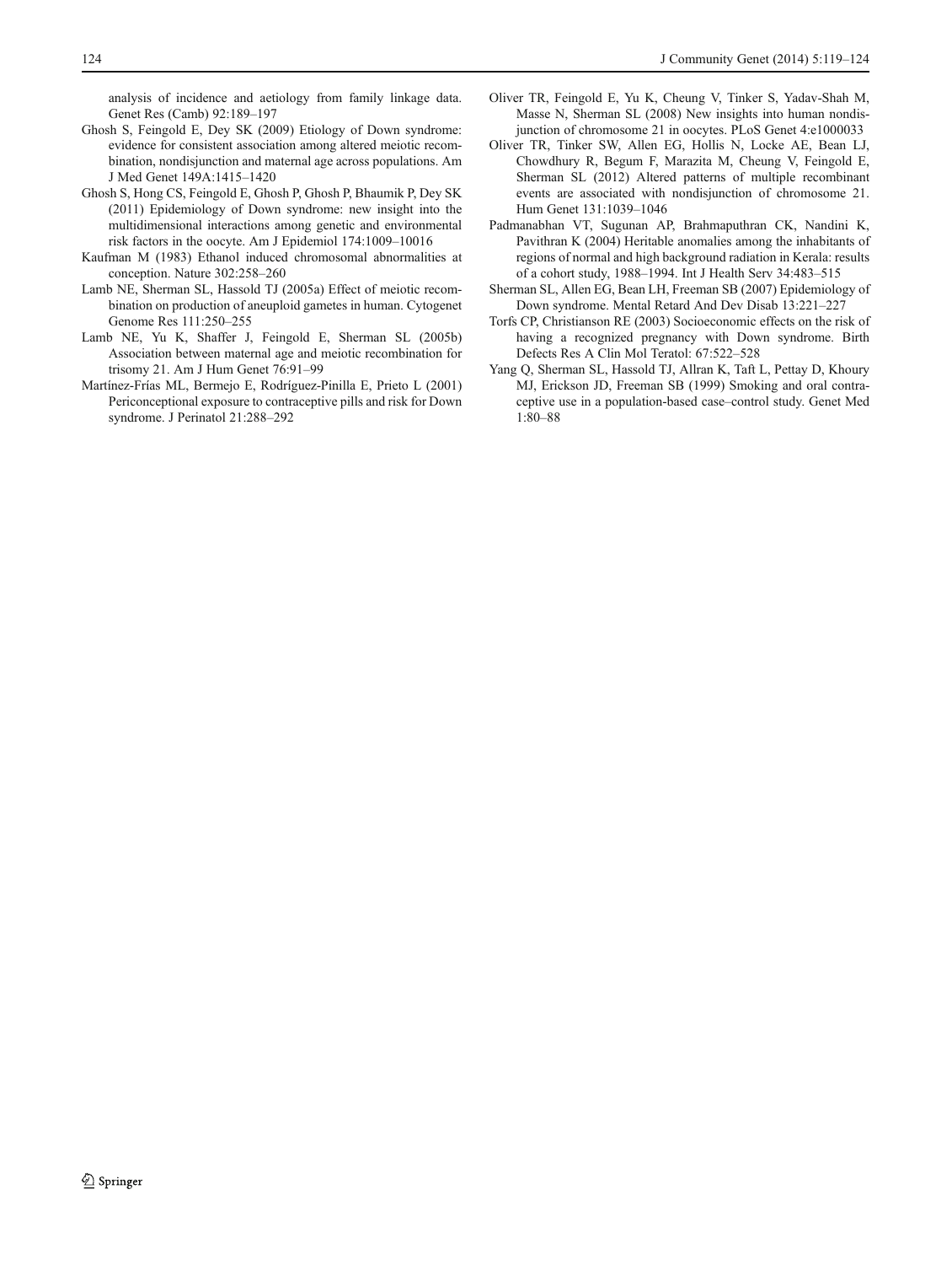analysis of incidence and aetiology from family linkage data. Genet Res (Camb) 92:189–197

Ghosh S, Feingold E, Dey SK (2009) Etiology of Down syndrome: evidence for consistent association among altered meiotic recombination, nondisjunction and maternal age across populations. Am J Med Genet 149A:1415–1420

Ghosh S, Hong CS, Feingold E, Ghosh P, Ghosh P, Bhaumik P, Dey SK (2011) Epidemiology of Down syndrome: new insight into the multidimensional interactions among genetic and environmental risk factors in the oocyte. Am J Epidemiol 174:1009–10016

Kaufman M (1983) Ethanol induced chromosomal abnormalities at conception. Nature 302:258–260

Lamb NE, Sherman SL, Hassold TJ (2005a) Effect of meiotic recombination on production of aneuploid gametes in human. Cytogenet Genome Res 111:250–255

Lamb NE, Yu K, Shaffer J, Feingold E, Sherman SL (2005b) Association between maternal age and meiotic recombination for trisomy 21. Am J Hum Genet 76:91–99

Martínez-Frías ML, Bermejo E, Rodríguez-Pinilla E, Prieto L (2001) Periconceptional exposure to contraceptive pills and risk for Down syndrome. J Perinatol 21:288–292

Oliver TR, Feingold E, Yu K, Cheung V, Tinker S, Yadav-Shah M, Masse N, Sherman SL (2008) New insights into human nondisjunction of chromosome 21 in oocytes. PLoS Genet 4:e1000033

Oliver TR, Tinker SW, Allen EG, Hollis N, Locke AE, Bean LJ, Chowdhury R, Begum F, Marazita M, Cheung V, Feingold E, Sherman SL (2012) Altered patterns of multiple recombinant events are associated with nondisjunction of chromosome 21. Hum Genet 131:1039–1046

Padmanabhan VT, Sugunan AP, Brahmaputhran CK, Nandini K, Pavithran K (2004) Heritable anomalies among the inhabitants of regions of normal and high background radiation in Kerala: results of a cohort study, 1988–1994. Int J Health Serv 34:483–515

Sherman SL, Allen EG, Bean LH, Freeman SB (2007) Epidemiology of Down syndrome. Mental Retard And Dev Disab 13:221–227

Torfs CP, Christianson RE (2003) Socioeconomic effects on the risk of having a recognized pregnancy with Down syndrome. Birth Defects Res A Clin Mol Teratol: 67:522–528

Yang Q, Sherman SL, Hassold TJ, Allran K, Taft L, Pettay D, Khoury MJ, Erickson JD, Freeman SB (1999) Smoking and oral contraceptive use in a population-based case–control study. Genet Med 1:80–88